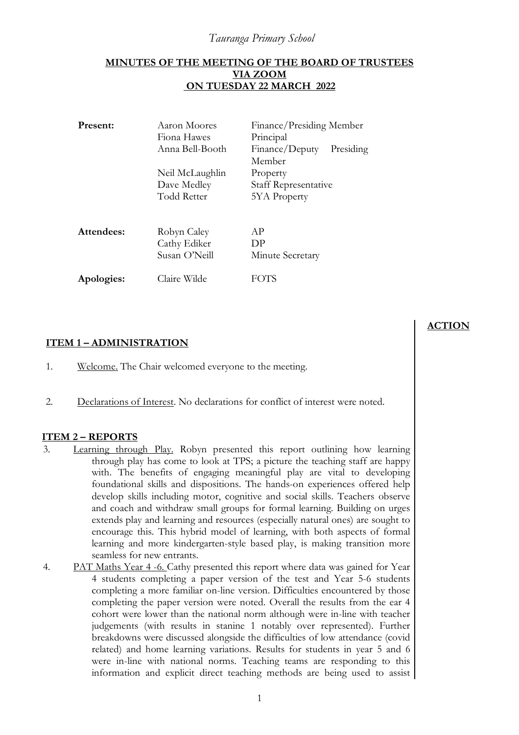*Tauranga Primary School*

## MINUTES OF THE MEETING OF THE BOARD OF TRUSTEES VIA ZOOM ON TUESDAY 22 MARCH 2022

| | | |
|---|---|---|
| **Present:** | Aaron Moores | Finance/Presiding Member |
| | Fiona Hawes | Principal |
| | Anna Bell-Booth | Finance/Deputy Presiding Member |
| | Neil McLaughlin | Property |
| | Dave Medley | Staff Representative |
| | Todd Retter | 5YA Property |
| **Attendees:** | Robyn Caley | AP |
| | Cathy Ediker | DP |
| | Susan O'Neill | Minute Secretary |
| **Apologies:** | Claire Wilde | FOTS |

**ACTION**

### ITEM 1 – ADMINISTRATION

1. Welcome. The Chair welcomed everyone to the meeting.

2. Declarations of Interest. No declarations for conflict of interest were noted.

### ITEM 2 – REPORTS

3. Learning through Play. Robyn presented this report outlining how learning through play has come to look at TPS; a picture the teaching staff are happy with. The benefits of engaging meaningful play are vital to developing foundational skills and dispositions. The hands-on experiences offered help develop skills including motor, cognitive and social skills. Teachers observe and coach and withdraw small groups for formal learning. Building on urges extends play and learning and resources (especially natural ones) are sought to encourage this. This hybrid model of learning, with both aspects of formal learning and more kindergarten-style based play, is making transition more seamless for new entrants.

4. PAT Maths Year 4 -6. Cathy presented this report where data was gained for Year 4 students completing a paper version of the test and Year 5-6 students completing a more familiar on-line version. Difficulties encountered by those completing the paper version were noted. Overall the results from the ear 4 cohort were lower than the national norm although were in-line with teacher judgements (with results in stanine 1 notably over represented). Further breakdowns were discussed alongside the difficulties of low attendance (covid related) and home learning variations. Results for students in year 5 and 6 were in-line with national norms. Teaching teams are responding to this information and explicit direct teaching methods are being used to assist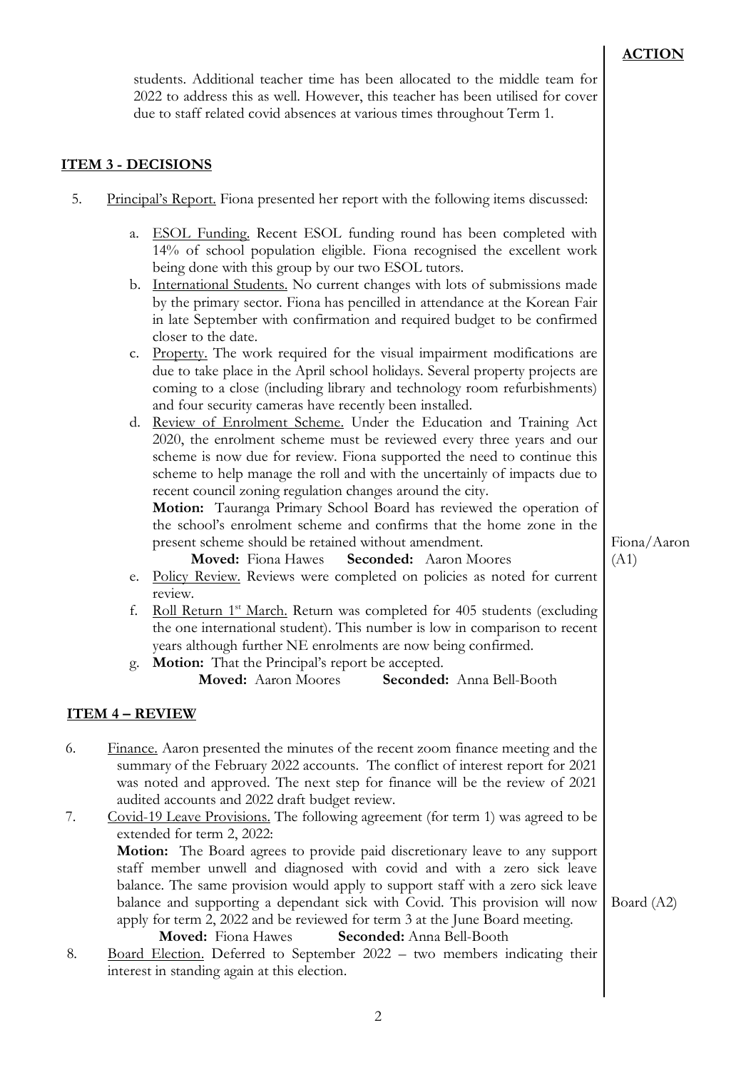**ACTION**

students. Additional teacher time has been allocated to the middle team for 2022 to address this as well. However, this teacher has been utilised for cover due to staff related covid absences at various times throughout Term 1.

## ITEM 3 - DECISIONS

5. Principal's Report. Fiona presented her report with the following items discussed:

   a. ESOL Funding. Recent ESOL funding round has been completed with 14% of school population eligible. Fiona recognised the excellent work being done with this group by our two ESOL tutors.

   b. International Students. No current changes with lots of submissions made by the primary sector. Fiona has pencilled in attendance at the Korean Fair in late September with confirmation and required budget to be confirmed closer to the date.

   c. Property. The work required for the visual impairment modifications are due to take place in the April school holidays. Several property projects are coming to a close (including library and technology room refurbishments) and four security cameras have recently been installed.

   d. Review of Enrolment Scheme. Under the Education and Training Act 2020, the enrolment scheme must be reviewed every three years and our scheme is now due for review. Fiona supported the need to continue this scheme to help manage the roll and with the uncertainly of impacts due to recent council zoning regulation changes around the city.

      **Motion:** Tauranga Primary School Board has reviewed the operation of the school's enrolment scheme and confirms that the home zone in the present scheme should be retained without amendment.

      **Moved:** Fiona Hawes **Seconded:** Aaron Moores — Fiona/Aaron (A1)

   e. Policy Review. Reviews were completed on policies as noted for current review.

   f. Roll Return 1st March. Return was completed for 405 students (excluding the one international student). This number is low in comparison to recent years although further NE enrolments are now being confirmed.

   g. **Motion:** That the Principal's report be accepted.

      **Moved:** Aaron Moores **Seconded:** Anna Bell-Booth

## ITEM 4 – REVIEW

6. Finance. Aaron presented the minutes of the recent zoom finance meeting and the summary of the February 2022 accounts. The conflict of interest report for 2021 was noted and approved. The next step for finance will be the review of 2021 audited accounts and 2022 draft budget review.

7. Covid-19 Leave Provisions. The following agreement (for term 1) was agreed to be extended for term 2, 2022:

   **Motion:** The Board agrees to provide paid discretionary leave to any support staff member unwell and diagnosed with covid and with a zero sick leave balance. The same provision would apply to support staff with a zero sick leave balance and supporting a dependant sick with Covid. This provision will now apply for term 2, 2022 and be reviewed for term 3 at the June Board meeting. — Board (A2)

   **Moved:** Fiona Hawes **Seconded:** Anna Bell-Booth

8. Board Election. Deferred to September 2022 – two members indicating their interest in standing again at this election.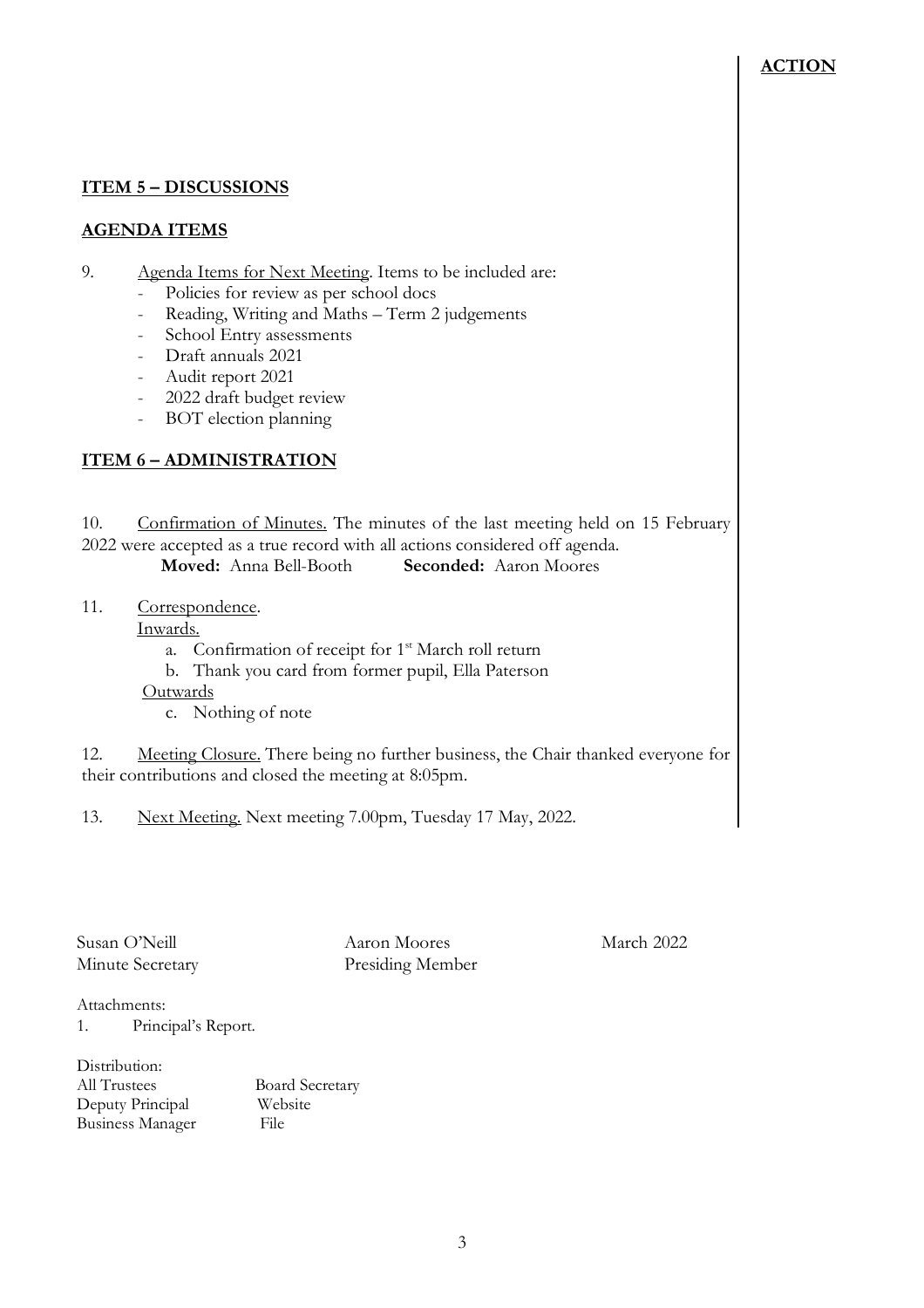**ACTION**

**ITEM 5 – DISCUSSIONS**

**AGENDA ITEMS**

9. Agenda Items for Next Meeting. Items to be included are:
   - Policies for review as per school docs
   - Reading, Writing and Maths – Term 2 judgements
   - School Entry assessments
   - Draft annuals 2021
   - Audit report 2021
   - 2022 draft budget review
   - BOT election planning

**ITEM 6 – ADMINISTRATION**

10. Confirmation of Minutes. The minutes of the last meeting held on 15 February 2022 were accepted as a true record with all actions considered off agenda.

    **Moved:** Anna Bell-Booth **Seconded:** Aaron Moores

11. Correspondence.

    Inwards.

    a. Confirmation of receipt for 1st March roll return
    b. Thank you card from former pupil, Ella Paterson

    Outwards

    c. Nothing of note

12. Meeting Closure. There being no further business, the Chair thanked everyone for their contributions and closed the meeting at 8:05pm.

13. Next Meeting. Next meeting 7.00pm, Tuesday 17 May, 2022.

Susan O'Neill
Minute Secretary

Aaron Moores
Presiding Member

March 2022

Attachments:

1. Principal's Report.

Distribution:

| | |
|---|---|
| All Trustees | Board Secretary |
| Deputy Principal | Website |
| Business Manager | File |